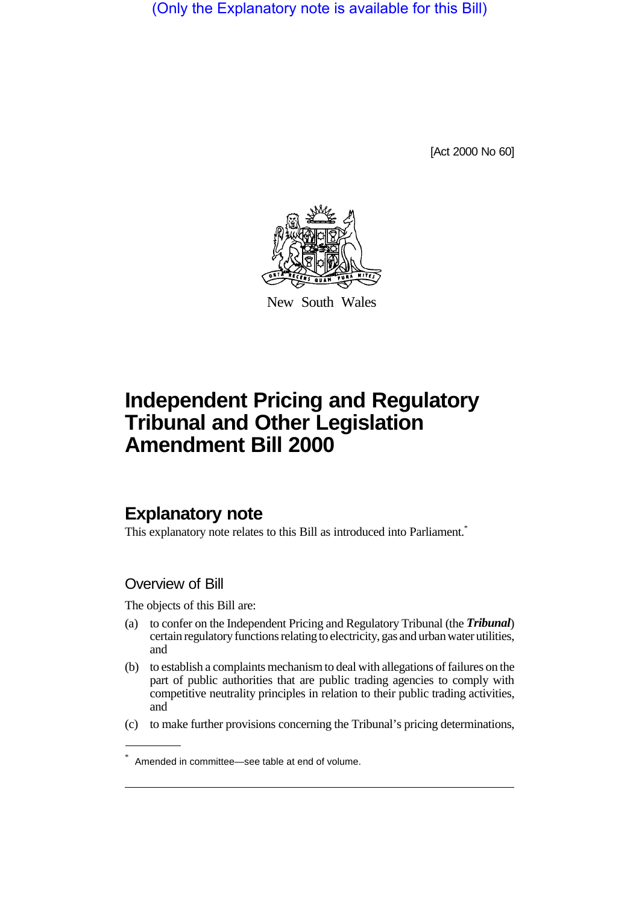(Only the Explanatory note is available for this Bill)

[Act 2000 No 60]

New South Wales

# Independent Pricing and Regulatory Tribunal and Other Legislation Amendment Bill 2000

## Explanatory note

This explanatory note relates to this Bill as introduced into Parliament.*

### Overview of Bill

The objects of this Bill are:

(a) to confer on the Independent Pricing and Regulatory Tribunal (the ***Tribunal***) certain regulatory functions relating to electricity, gas and urban water utilities, and

(b) to establish a complaints mechanism to deal with allegations of failures on the part of public authorities that are public trading agencies to comply with competitive neutrality principles in relation to their public trading activities, and

(c) to make further provisions concerning the Tribunal's pricing determinations,

---

\* Amended in committee—see table at end of volume.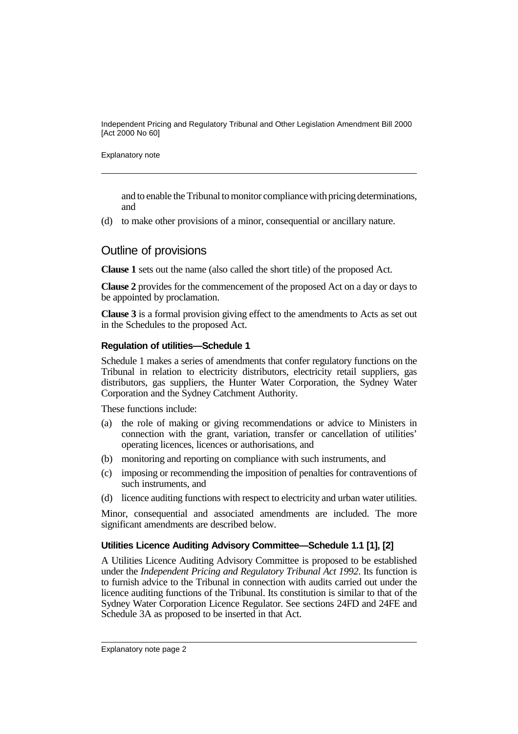and to enable the Tribunal to monitor compliance with pricing determinations, and

(d) to make other provisions of a minor, consequential or ancillary nature.

## Outline of provisions

**Clause 1** sets out the name (also called the short title) of the proposed Act.

**Clause 2** provides for the commencement of the proposed Act on a day or days to be appointed by proclamation.

**Clause 3** is a formal provision giving effect to the amendments to Acts as set out in the Schedules to the proposed Act.

### Regulation of utilities—Schedule 1

Schedule 1 makes a series of amendments that confer regulatory functions on the Tribunal in relation to electricity distributors, electricity retail suppliers, gas distributors, gas suppliers, the Hunter Water Corporation, the Sydney Water Corporation and the Sydney Catchment Authority.

These functions include:

(a) the role of making or giving recommendations or advice to Ministers in connection with the grant, variation, transfer or cancellation of utilities' operating licences, licences or authorisations, and

(b) monitoring and reporting on compliance with such instruments, and

(c) imposing or recommending the imposition of penalties for contraventions of such instruments, and

(d) licence auditing functions with respect to electricity and urban water utilities.

Minor, consequential and associated amendments are included. The more significant amendments are described below.

### Utilities Licence Auditing Advisory Committee—Schedule 1.1 [1], [2]

A Utilities Licence Auditing Advisory Committee is proposed to be established under the *Independent Pricing and Regulatory Tribunal Act 1992*. Its function is to furnish advice to the Tribunal in connection with audits carried out under the licence auditing functions of the Tribunal. Its constitution is similar to that of the Sydney Water Corporation Licence Regulator. See sections 24FD and 24FE and Schedule 3A as proposed to be inserted in that Act.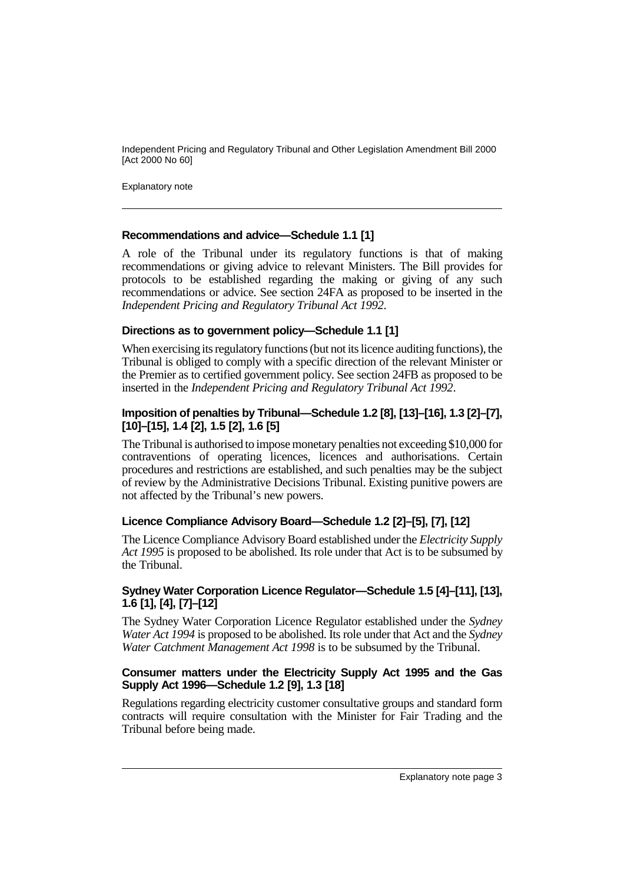**Recommendations and advice—Schedule 1.1 [1]**

A role of the Tribunal under its regulatory functions is that of making recommendations or giving advice to relevant Ministers. The Bill provides for protocols to be established regarding the making or giving of any such recommendations or advice. See section 24FA as proposed to be inserted in the *Independent Pricing and Regulatory Tribunal Act 1992*.

**Directions as to government policy—Schedule 1.1 [1]**

When exercising its regulatory functions (but not its licence auditing functions), the Tribunal is obliged to comply with a specific direction of the relevant Minister or the Premier as to certified government policy. See section 24FB as proposed to be inserted in the *Independent Pricing and Regulatory Tribunal Act 1992*.

**Imposition of penalties by Tribunal—Schedule 1.2 [8], [13]–[16], 1.3 [2]–[7], [10]–[15], 1.4 [2], 1.5 [2], 1.6 [5]**

The Tribunal is authorised to impose monetary penalties not exceeding $10,000 for contraventions of operating licences, licences and authorisations. Certain procedures and restrictions are established, and such penalties may be the subject of review by the Administrative Decisions Tribunal. Existing punitive powers are not affected by the Tribunal's new powers.

**Licence Compliance Advisory Board—Schedule 1.2 [2]–[5], [7], [12]**

The Licence Compliance Advisory Board established under the *Electricity Supply Act 1995* is proposed to be abolished. Its role under that Act is to be subsumed by the Tribunal.

**Sydney Water Corporation Licence Regulator—Schedule 1.5 [4]–[11], [13], 1.6 [1], [4], [7]–[12]**

The Sydney Water Corporation Licence Regulator established under the *Sydney Water Act 1994* is proposed to be abolished. Its role under that Act and the *Sydney Water Catchment Management Act 1998* is to be subsumed by the Tribunal.

**Consumer matters under the Electricity Supply Act 1995 and the Gas Supply Act 1996—Schedule 1.2 [9], 1.3 [18]**

Regulations regarding electricity customer consultative groups and standard form contracts will require consultation with the Minister for Fair Trading and the Tribunal before being made.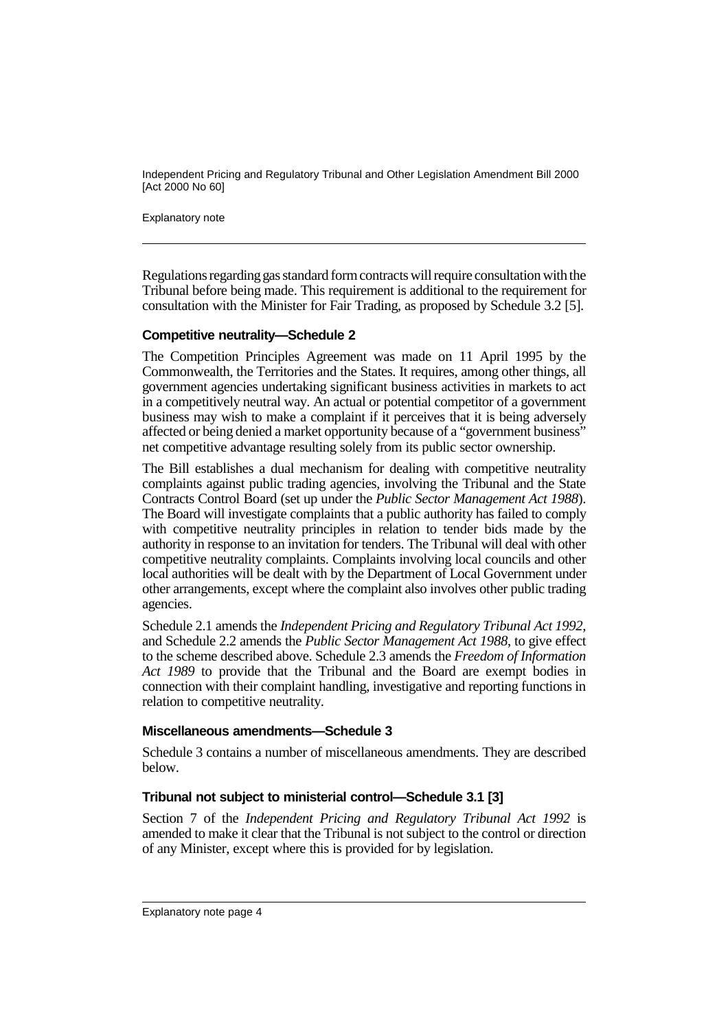Regulations regarding gas standard form contracts will require consultation with the Tribunal before being made. This requirement is additional to the requirement for consultation with the Minister for Fair Trading, as proposed by Schedule 3.2 [5].

### Competitive neutrality—Schedule 2

The Competition Principles Agreement was made on 11 April 1995 by the Commonwealth, the Territories and the States. It requires, among other things, all government agencies undertaking significant business activities in markets to act in a competitively neutral way. An actual or potential competitor of a government business may wish to make a complaint if it perceives that it is being adversely affected or being denied a market opportunity because of a "government business" net competitive advantage resulting solely from its public sector ownership.

The Bill establishes a dual mechanism for dealing with competitive neutrality complaints against public trading agencies, involving the Tribunal and the State Contracts Control Board (set up under the *Public Sector Management Act 1988*). The Board will investigate complaints that a public authority has failed to comply with competitive neutrality principles in relation to tender bids made by the authority in response to an invitation for tenders. The Tribunal will deal with other competitive neutrality complaints. Complaints involving local councils and other local authorities will be dealt with by the Department of Local Government under other arrangements, except where the complaint also involves other public trading agencies.

Schedule 2.1 amends the *Independent Pricing and Regulatory Tribunal Act 1992*, and Schedule 2.2 amends the *Public Sector Management Act 1988*, to give effect to the scheme described above. Schedule 2.3 amends the *Freedom of Information Act 1989* to provide that the Tribunal and the Board are exempt bodies in connection with their complaint handling, investigative and reporting functions in relation to competitive neutrality.

### Miscellaneous amendments—Schedule 3

Schedule 3 contains a number of miscellaneous amendments. They are described below.

### Tribunal not subject to ministerial control—Schedule 3.1 [3]

Section 7 of the *Independent Pricing and Regulatory Tribunal Act 1992* is amended to make it clear that the Tribunal is not subject to the control or direction of any Minister, except where this is provided for by legislation.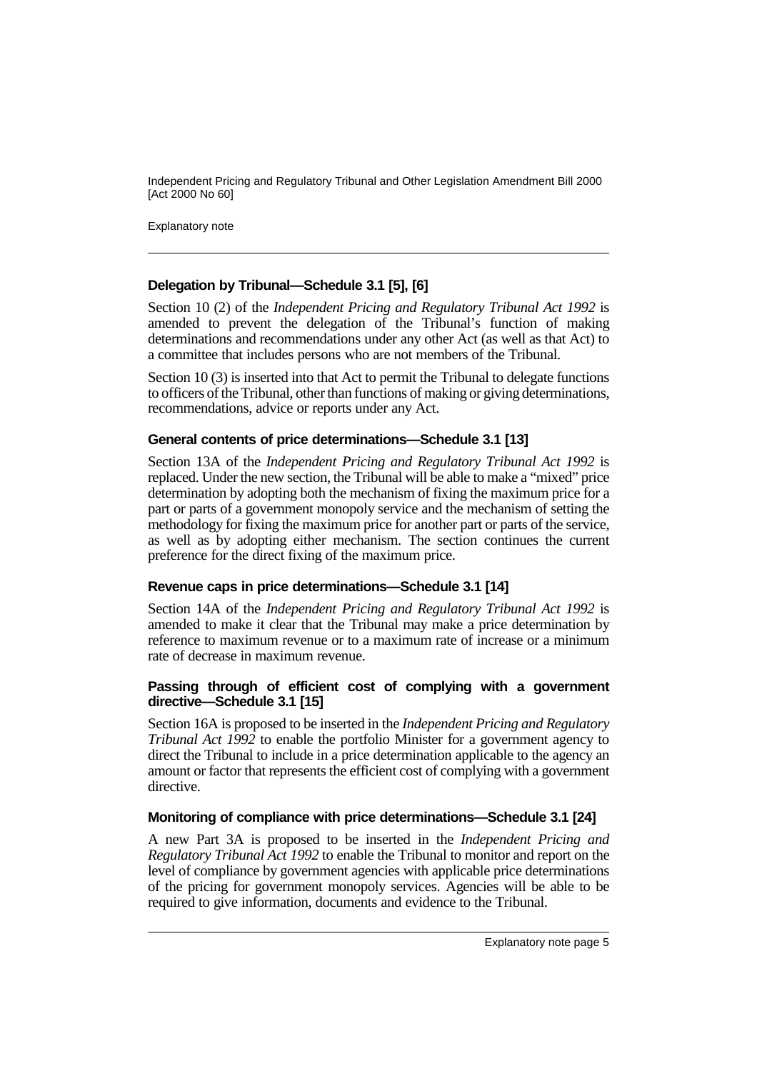### Delegation by Tribunal—Schedule 3.1 [5], [6]

Section 10 (2) of the *Independent Pricing and Regulatory Tribunal Act 1992* is amended to prevent the delegation of the Tribunal's function of making determinations and recommendations under any other Act (as well as that Act) to a committee that includes persons who are not members of the Tribunal.

Section 10 (3) is inserted into that Act to permit the Tribunal to delegate functions to officers of the Tribunal, other than functions of making or giving determinations, recommendations, advice or reports under any Act.

### General contents of price determinations—Schedule 3.1 [13]

Section 13A of the *Independent Pricing and Regulatory Tribunal Act 1992* is replaced. Under the new section, the Tribunal will be able to make a "mixed" price determination by adopting both the mechanism of fixing the maximum price for a part or parts of a government monopoly service and the mechanism of setting the methodology for fixing the maximum price for another part or parts of the service, as well as by adopting either mechanism. The section continues the current preference for the direct fixing of the maximum price.

### Revenue caps in price determinations—Schedule 3.1 [14]

Section 14A of the *Independent Pricing and Regulatory Tribunal Act 1992* is amended to make it clear that the Tribunal may make a price determination by reference to maximum revenue or to a maximum rate of increase or a minimum rate of decrease in maximum revenue.

### Passing through of efficient cost of complying with a government directive—Schedule 3.1 [15]

Section 16A is proposed to be inserted in the *Independent Pricing and Regulatory Tribunal Act 1992* to enable the portfolio Minister for a government agency to direct the Tribunal to include in a price determination applicable to the agency an amount or factor that represents the efficient cost of complying with a government directive.

### Monitoring of compliance with price determinations—Schedule 3.1 [24]

A new Part 3A is proposed to be inserted in the *Independent Pricing and Regulatory Tribunal Act 1992* to enable the Tribunal to monitor and report on the level of compliance by government agencies with applicable price determinations of the pricing for government monopoly services. Agencies will be able to be required to give information, documents and evidence to the Tribunal.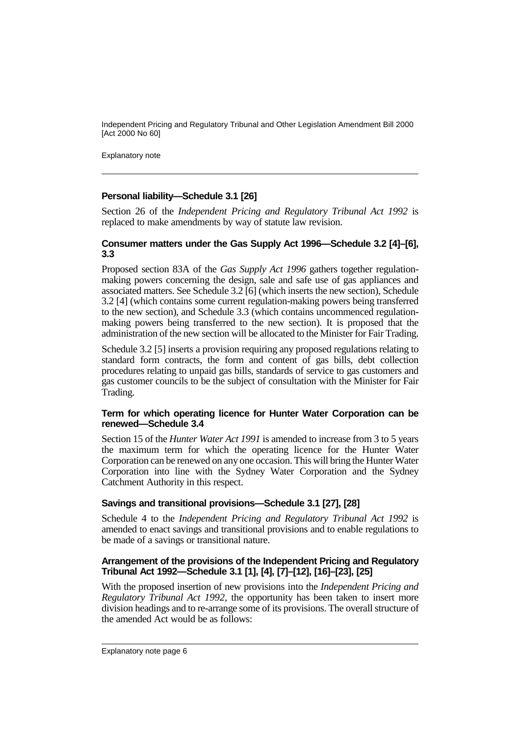**Personal liability—Schedule 3.1 [26]**

Section 26 of the *Independent Pricing and Regulatory Tribunal Act 1992* is replaced to make amendments by way of statute law revision.

**Consumer matters under the Gas Supply Act 1996—Schedule 3.2 [4]–[6], 3.3**

Proposed section 83A of the *Gas Supply Act 1996* gathers together regulation-making powers concerning the design, sale and safe use of gas appliances and associated matters. See Schedule 3.2 [6] (which inserts the new section), Schedule 3.2 [4] (which contains some current regulation-making powers being transferred to the new section), and Schedule 3.3 (which contains uncommenced regulation-making powers being transferred to the new section). It is proposed that the administration of the new section will be allocated to the Minister for Fair Trading.

Schedule 3.2 [5] inserts a provision requiring any proposed regulations relating to standard form contracts, the form and content of gas bills, debt collection procedures relating to unpaid gas bills, standards of service to gas customers and gas customer councils to be the subject of consultation with the Minister for Fair Trading.

**Term for which operating licence for Hunter Water Corporation can be renewed—Schedule 3.4**

Section 15 of the *Hunter Water Act 1991* is amended to increase from 3 to 5 years the maximum term for which the operating licence for the Hunter Water Corporation can be renewed on any one occasion. This will bring the Hunter Water Corporation into line with the Sydney Water Corporation and the Sydney Catchment Authority in this respect.

**Savings and transitional provisions—Schedule 3.1 [27], [28]**

Schedule 4 to the *Independent Pricing and Regulatory Tribunal Act 1992* is amended to enact savings and transitional provisions and to enable regulations to be made of a savings or transitional nature.

**Arrangement of the provisions of the Independent Pricing and Regulatory Tribunal Act 1992—Schedule 3.1 [1], [4], [7]–[12], [16]–[23], [25]**

With the proposed insertion of new provisions into the *Independent Pricing and Regulatory Tribunal Act 1992*, the opportunity has been taken to insert more division headings and to re-arrange some of its provisions. The overall structure of the amended Act would be as follows: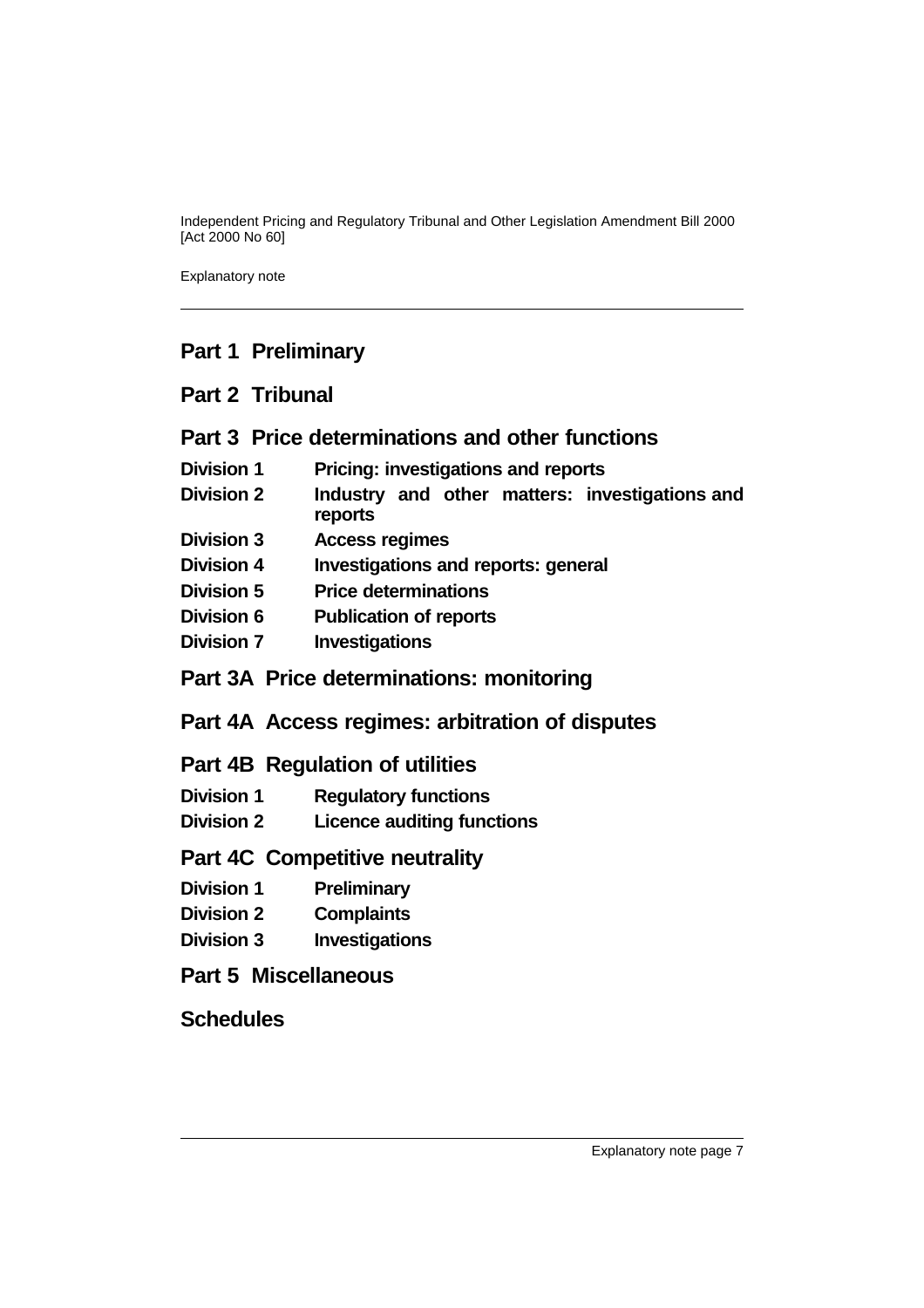## Part 1 Preliminary

## Part 2 Tribunal

## Part 3 Price determinations and other functions

**Division 1** **Pricing: investigations and reports**

**Division 2** **Industry and other matters: investigations and reports**

**Division 3** **Access regimes**

**Division 4** **Investigations and reports: general**

**Division 5** **Price determinations**

**Division 6** **Publication of reports**

**Division 7** **Investigations**

## Part 3A Price determinations: monitoring

## Part 4A Access regimes: arbitration of disputes

## Part 4B Regulation of utilities

**Division 1** **Regulatory functions**

**Division 2** **Licence auditing functions**

## Part 4C Competitive neutrality

**Division 1** **Preliminary**

**Division 2** **Complaints**

**Division 3** **Investigations**

## Part 5 Miscellaneous

## Schedules